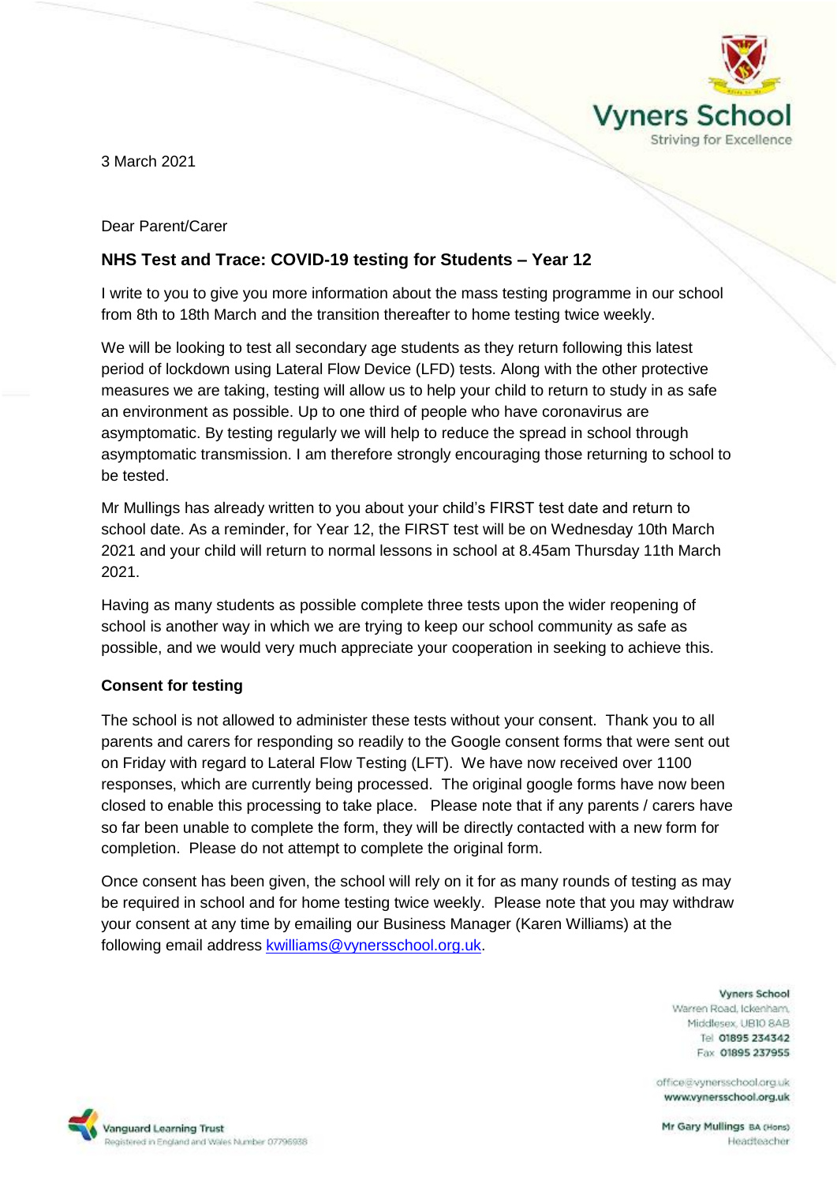Vyners School
Striving for Excellence

3 March 2021

Dear Parent/Carer

## NHS Test and Trace: COVID-19 testing for Students – Year 12

I write to you to give you more information about the mass testing programme in our school from 8th to 18th March and the transition thereafter to home testing twice weekly.

We will be looking to test all secondary age students as they return following this latest period of lockdown using Lateral Flow Device (LFD) tests. Along with the other protective measures we are taking, testing will allow us to help your child to return to study in as safe an environment as possible. Up to one third of people who have coronavirus are asymptomatic. By testing regularly we will help to reduce the spread in school through asymptomatic transmission. I am therefore strongly encouraging those returning to school to be tested.

Mr Mullings has already written to you about your child's FIRST test date and return to school date. As a reminder, for Year 12, the FIRST test will be on Wednesday 10th March 2021 and your child will return to normal lessons in school at 8.45am Thursday 11th March 2021.

Having as many students as possible complete three tests upon the wider reopening of school is another way in which we are trying to keep our school community as safe as possible, and we would very much appreciate your cooperation in seeking to achieve this.

### Consent for testing

The school is not allowed to administer these tests without your consent. Thank you to all parents and carers for responding so readily to the Google consent forms that were sent out on Friday with regard to Lateral Flow Testing (LFT). We have now received over 1100 responses, which are currently being processed. The original google forms have now been closed to enable this processing to take place. Please note that if any parents / carers have so far been unable to complete the form, they will be directly contacted with a new form for completion. Please do not attempt to complete the original form.

Once consent has been given, the school will rely on it for as many rounds of testing as may be required in school and for home testing twice weekly. Please note that you may withdraw your consent at any time by emailing our Business Manager (Karen Williams) at the following email address kwilliams@vynersschool.org.uk.

Vyners School
Warren Road, Ickenham,
Middlesex, UB10 8AB
Tel 01895 234342
Fax 01895 237955

office@vynersschool.org.uk
www.vynersschool.org.uk

Mr Gary Mullings BA (Hons)
Headteacher

Vanguard Learning Trust
Registered in England and Wales Number 07796988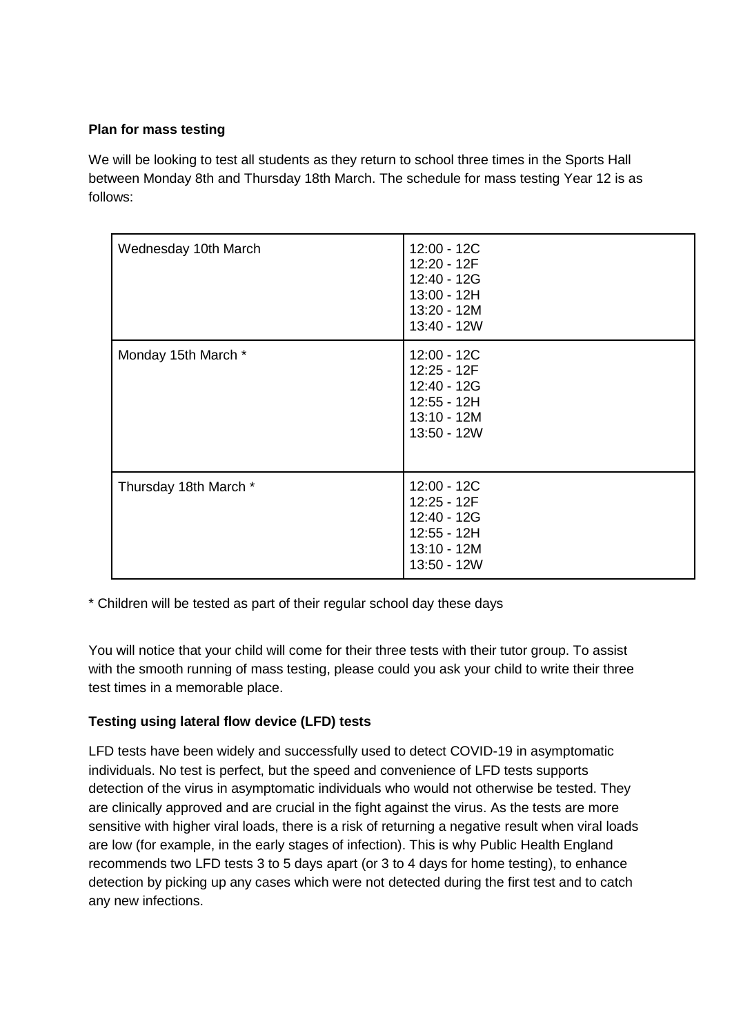**Plan for mass testing**

We will be looking to test all students as they return to school three times in the Sports Hall between Monday 8th and Thursday 18th March. The schedule for mass testing Year 12 is as follows:

| | |
|---|---|
| Wednesday 10th March | 12:00 - 12C<br>12:20 - 12F<br>12:40 - 12G<br>13:00 - 12H<br>13:20 - 12M<br>13:40 - 12W |
| Monday 15th March * | 12:00 - 12C<br>12:25 - 12F<br>12:40 - 12G<br>12:55 - 12H<br>13:10 - 12M<br>13:50 - 12W |
| Thursday 18th March * | 12:00 - 12C<br>12:25 - 12F<br>12:40 - 12G<br>12:55 - 12H<br>13:10 - 12M<br>13:50 - 12W |

* Children will be tested as part of their regular school day these days

You will notice that your child will come for their three tests with their tutor group. To assist with the smooth running of mass testing, please could you ask your child to write their three test times in a memorable place.

**Testing using lateral flow device (LFD) tests**

LFD tests have been widely and successfully used to detect COVID-19 in asymptomatic individuals. No test is perfect, but the speed and convenience of LFD tests supports detection of the virus in asymptomatic individuals who would not otherwise be tested. They are clinically approved and are crucial in the fight against the virus. As the tests are more sensitive with higher viral loads, there is a risk of returning a negative result when viral loads are low (for example, in the early stages of infection). This is why Public Health England recommends two LFD tests 3 to 5 days apart (or 3 to 4 days for home testing), to enhance detection by picking up any cases which were not detected during the first test and to catch any new infections.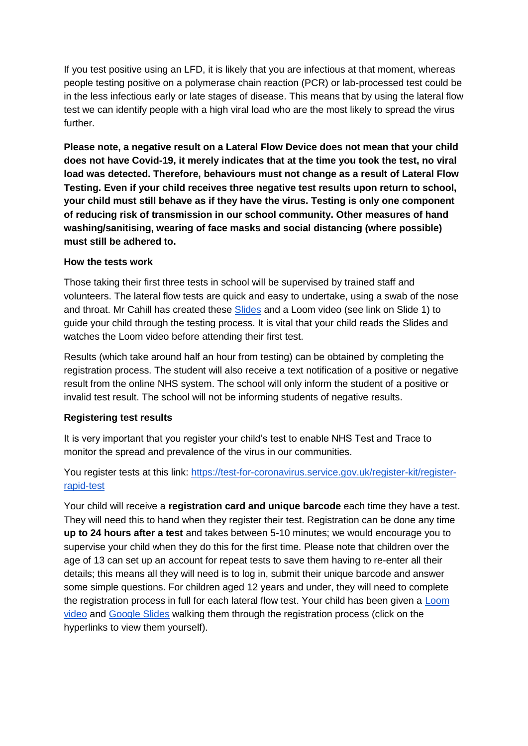If you test positive using an LFD, it is likely that you are infectious at that moment, whereas people testing positive on a polymerase chain reaction (PCR) or lab-processed test could be in the less infectious early or late stages of disease. This means that by using the lateral flow test we can identify people with a high viral load who are the most likely to spread the virus further.

**Please note, a negative result on a Lateral Flow Device does not mean that your child does not have Covid-19, it merely indicates that at the time you took the test, no viral load was detected. Therefore, behaviours must not change as a result of Lateral Flow Testing. Even if your child receives three negative test results upon return to school, your child must still behave as if they have the virus. Testing is only one component of reducing risk of transmission in our school community. Other measures of hand washing/sanitising, wearing of face masks and social distancing (where possible) must still be adhered to.**

**How the tests work**

Those taking their first three tests in school will be supervised by trained staff and volunteers. The lateral flow tests are quick and easy to undertake, using a swab of the nose and throat. Mr Cahill has created these [Slides] and a Loom video (see link on Slide 1) to guide your child through the testing process. It is vital that your child reads the Slides and watches the Loom video before attending their first test.

Results (which take around half an hour from testing) can be obtained by completing the registration process. The student will also receive a text notification of a positive or negative result from the online NHS system. The school will only inform the student of a positive or invalid test result. The school will not be informing students of negative results.

**Registering test results**

It is very important that you register your child's test to enable NHS Test and Trace to monitor the spread and prevalence of the virus in our communities.

You register tests at this link: https://test-for-coronavirus.service.gov.uk/register-kit/register-rapid-test

Your child will receive a **registration card and unique barcode** each time they have a test. They will need this to hand when they register their test. Registration can be done any time **up to 24 hours after a test** and takes between 5-10 minutes; we would encourage you to supervise your child when they do this for the first time. Please note that children over the age of 13 can set up an account for repeat tests to save them having to re-enter all their details; this means all they will need is to log in, submit their unique barcode and answer some simple questions. For children aged 12 years and under, they will need to complete the registration process in full for each lateral flow test. Your child has been given a [Loom video] and [Google Slides] walking them through the registration process (click on the hyperlinks to view them yourself).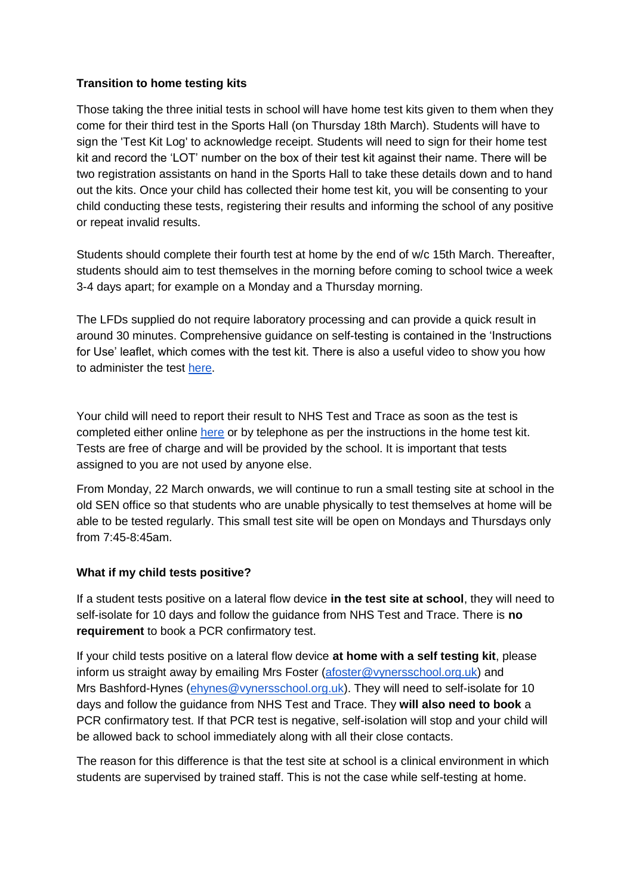**Transition to home testing kits**

Those taking the three initial tests in school will have home test kits given to them when they come for their third test in the Sports Hall (on Thursday 18th March). Students will have to sign the 'Test Kit Log' to acknowledge receipt. Students will need to sign for their home test kit and record the 'LOT' number on the box of their test kit against their name. There will be two registration assistants on hand in the Sports Hall to take these details down and to hand out the kits. Once your child has collected their home test kit, you will be consenting to your child conducting these tests, registering their results and informing the school of any positive or repeat invalid results.

Students should complete their fourth test at home by the end of w/c 15th March. Thereafter, students should aim to test themselves in the morning before coming to school twice a week 3-4 days apart; for example on a Monday and a Thursday morning.

The LFDs supplied do not require laboratory processing and can provide a quick result in around 30 minutes. Comprehensive guidance on self-testing is contained in the 'Instructions for Use' leaflet, which comes with the test kit. There is also a useful video to show you how to administer the test here.

Your child will need to report their result to NHS Test and Trace as soon as the test is completed either online here or by telephone as per the instructions in the home test kit. Tests are free of charge and will be provided by the school. It is important that tests assigned to you are not used by anyone else.

From Monday, 22 March onwards, we will continue to run a small testing site at school in the old SEN office so that students who are unable physically to test themselves at home will be able to be tested regularly. This small test site will be open on Mondays and Thursdays only from 7:45-8:45am.

**What if my child tests positive?**

If a student tests positive on a lateral flow device **in the test site at school**, they will need to self-isolate for 10 days and follow the guidance from NHS Test and Trace. There is **no requirement** to book a PCR confirmatory test.

If your child tests positive on a lateral flow device **at home with a self testing kit**, please inform us straight away by emailing Mrs Foster (afoster@vynersschool.org.uk) and Mrs Bashford-Hynes (ehynes@vynersschool.org.uk). They will need to self-isolate for 10 days and follow the guidance from NHS Test and Trace. They **will also need to book** a PCR confirmatory test. If that PCR test is negative, self-isolation will stop and your child will be allowed back to school immediately along with all their close contacts.

The reason for this difference is that the test site at school is a clinical environment in which students are supervised by trained staff. This is not the case while self-testing at home.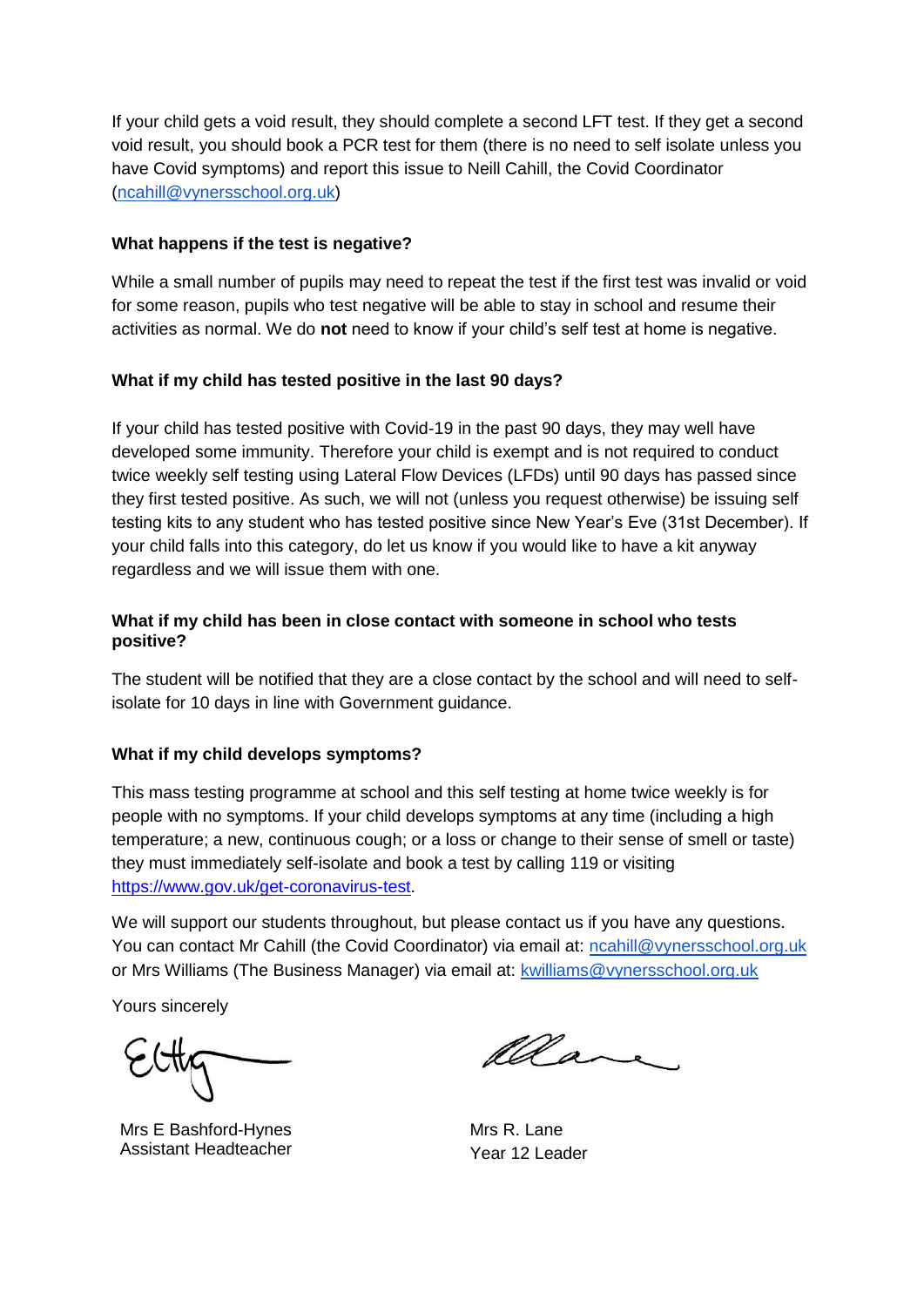If your child gets a void result, they should complete a second LFT test. If they get a second void result, you should book a PCR test for them (there is no need to self isolate unless you have Covid symptoms) and report this issue to Neill Cahill, the Covid Coordinator (ncahill@vynersschool.org.uk)

**What happens if the test is negative?**

While a small number of pupils may need to repeat the test if the first test was invalid or void for some reason, pupils who test negative will be able to stay in school and resume their activities as normal. We do **not** need to know if your child's self test at home is negative.

**What if my child has tested positive in the last 90 days?**

If your child has tested positive with Covid-19 in the past 90 days, they may well have developed some immunity. Therefore your child is exempt and is not required to conduct twice weekly self testing using Lateral Flow Devices (LFDs) until 90 days has passed since they first tested positive. As such, we will not (unless you request otherwise) be issuing self testing kits to any student who has tested positive since New Year's Eve (31st December). If your child falls into this category, do let us know if you would like to have a kit anyway regardless and we will issue them with one.

**What if my child has been in close contact with someone in school who tests positive?**

The student will be notified that they are a close contact by the school and will need to self-isolate for 10 days in line with Government guidance.

**What if my child develops symptoms?**

This mass testing programme at school and this self testing at home twice weekly is for people with no symptoms. If your child develops symptoms at any time (including a high temperature; a new, continuous cough; or a loss or change to their sense of smell or taste) they must immediately self-isolate and book a test by calling 119 or visiting https://www.gov.uk/get-coronavirus-test.

We will support our students throughout, but please contact us if you have any questions. You can contact Mr Cahill (the Covid Coordinator) via email at: ncahill@vynersschool.org.uk or Mrs Williams (The Business Manager) via email at: kwilliams@vynersschool.org.uk

Yours sincerely

Mrs E Bashford-Hynes
Assistant Headteacher

Mrs R. Lane
Year 12 Leader